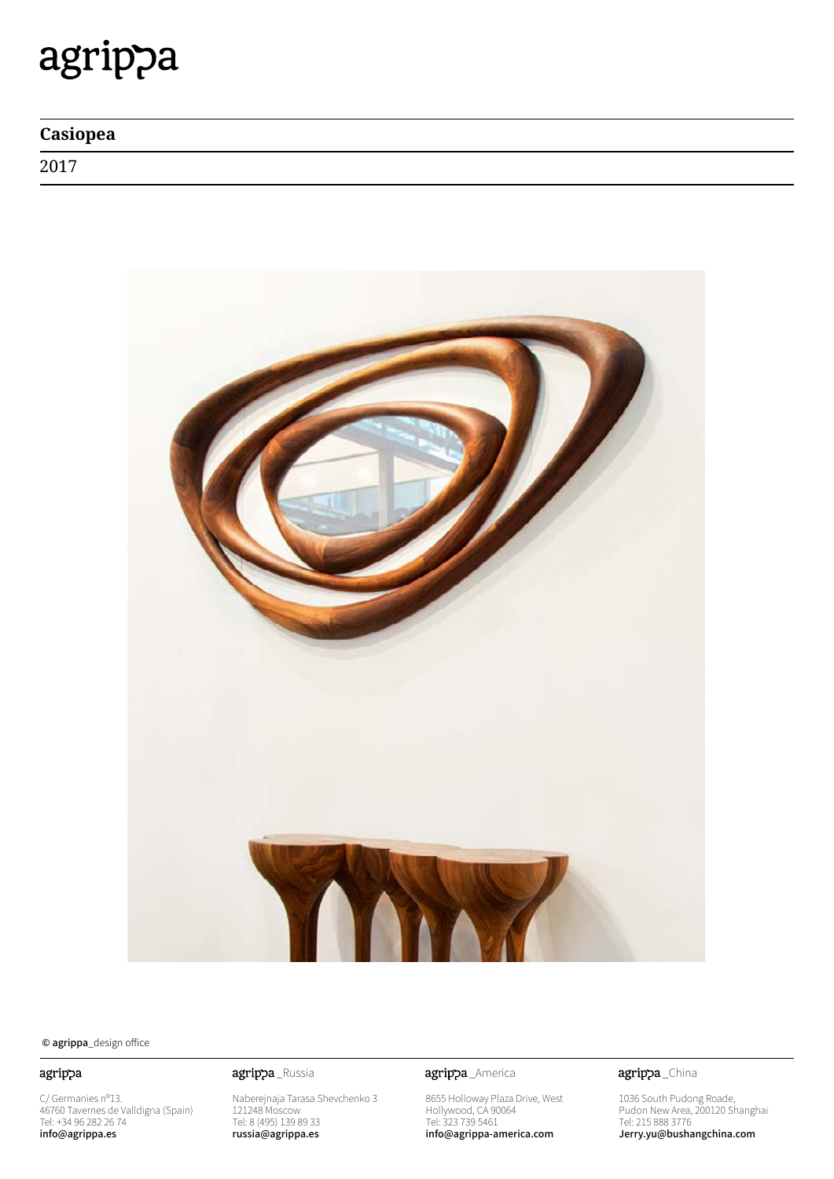# agrippa

## Casiopea

2017

© **agrippa**_design office

**agrippa**

C/ Germanies nº13.
46760 Tavernes de Valldigna (Spain)
Tel: +34 96 282 26 74
**info@agrippa.es**

**agrippa**_Russia

Naberejnaja Tarasa Shevchenko 3
121248 Moscow
Tel: 8 (495) 139 89 33
**russia@agrippa.es**

**agrippa**_America

8655 Holloway Plaza Drive, West
Hollywood, CA 90064
Tel: 323 739 5461
**info@agrippa-america.com**

**agrippa**_China

1036 South Pudong Roade,
Pudon New Area, 200120 Shanghai
Tel: 215 888 3776
**Jerry.yu@bushangchina.com**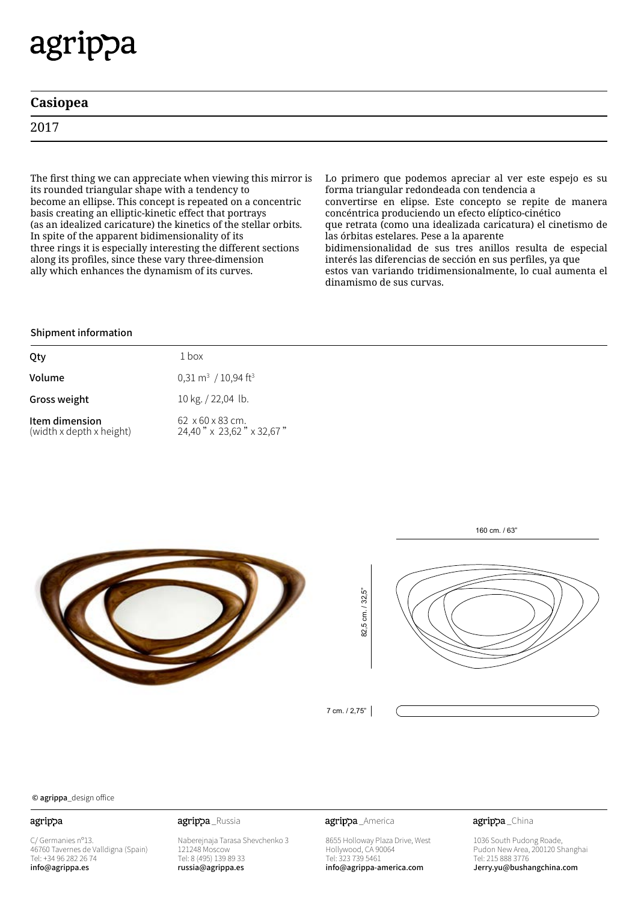# agrippa

## Casiopea

2017

The first thing we can appreciate when viewing this mirror is its rounded triangular shape with a tendency to become an ellipse. This concept is repeated on a concentric basis creating an elliptic-kinetic effect that portrays (as an idealized caricature) the kinetics of the stellar orbits. In spite of the apparent bidimensionality of its three rings it is especially interesting the different sections along its profiles, since these vary three-dimension ally which enhances the dynamism of its curves.

Lo primero que podemos apreciar al ver este espejo es su forma triangular redondeada con tendencia a convertirse en elipse. Este concepto se repite de manera concéntrica produciendo un efecto elíptico-cinético que retrata (como una idealizada caricatura) el cinetismo de las órbitas estelares. Pese a la aparente bidimensionalidad de sus tres anillos resulta de especial interés las diferencias de sección en sus perfiles, ya que estos van variando tridimensionalmente, lo cual aumenta el dinamismo de sus curvas.

### Shipment information

| | |
|---|---|
| **Qty** | 1 box |
| **Volume** | 0,31 $m^3$ / 10,94 $ft^3$ |
| **Gross weight** | 10 kg. / 22,04 lb. |
| **Item dimension** (width x depth x height) | 62 x 60 x 83 cm. 24,40 " x 23,62 " x 32,67 " |

160 cm. / 63"

82,5 cm. / 32,5"

7 cm. / 2,75"

© **agrippa**_design office

**agrippa**
C/ Germanies nº13.
46760 Tavernes de Valldigna (Spain)
Tel: +34 96 282 26 74
**info@agrippa.es**

**agrippa**_Russia
Naberejnaja Tarasa Shevchenko 3
121248 Moscow
Tel: 8 (495) 139 89 33
**russia@agrippa.es**

**agrippa**_America
8655 Holloway Plaza Drive, West
Hollywood, CA 90064
Tel: 323 739 5461
**info@agrippa-america.com**

**agrippa**_China
1036 South Pudong Roade,
Pudon New Area, 200120 Shanghai
Tel: 215 888 3776
**Jerry.yu@bushangchina.com**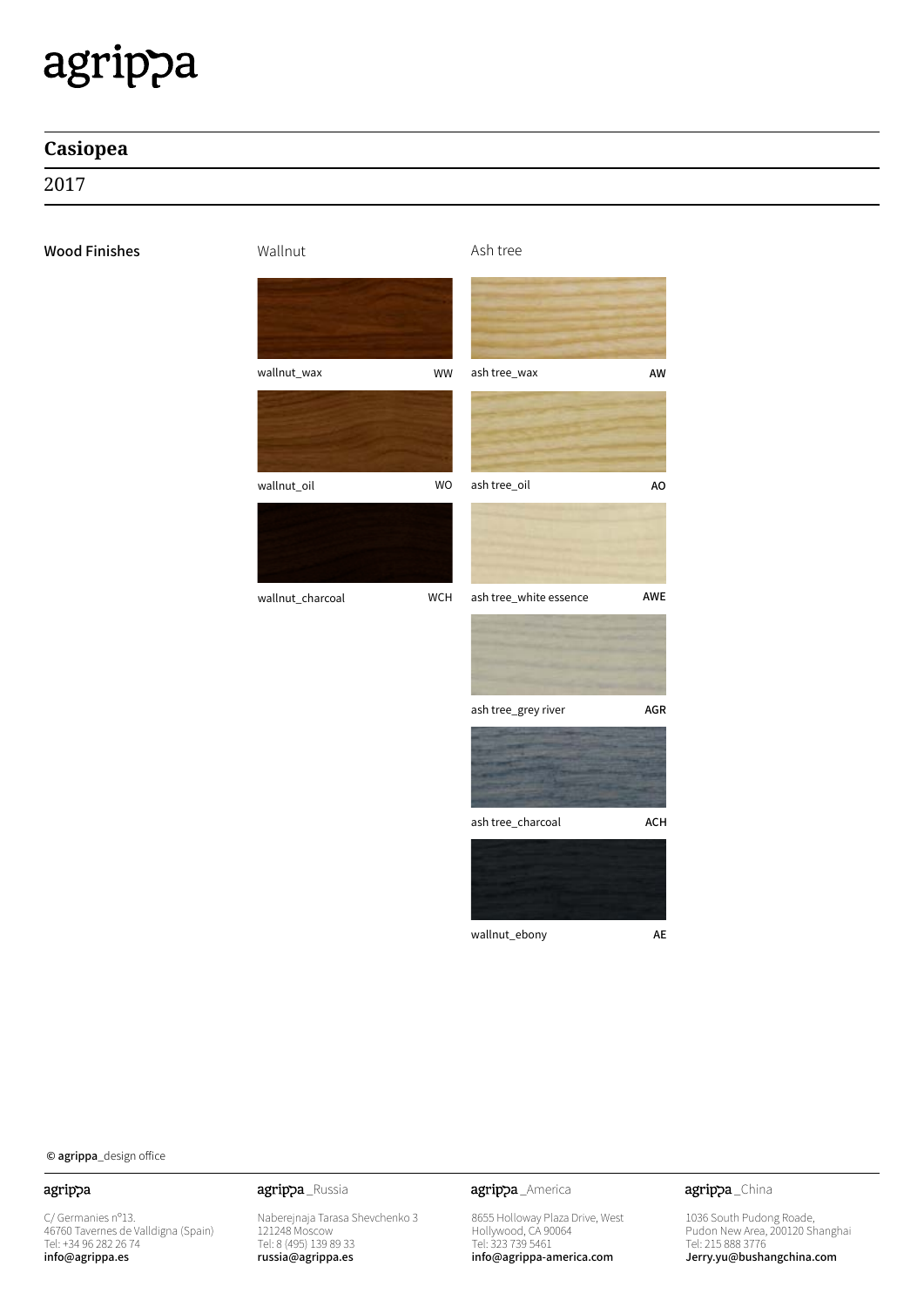agrippa

## Casiopea

2017

**Wood Finishes**

| Wallnut | | Ash tree | |
|---|---|---|---|
| wallnut_wax | WW | ash tree_wax | AW |
| wallnut_oil | WO | ash tree_oil | AO |
| wallnut_charcoal | WCH | ash tree_white essence | AWE |
| | | ash tree_grey river | AGR |
| | | ash tree_charcoal | ACH |
| | | wallnut_ebony | AE |

© **agrippa**_design office

agrippa
C/ Germanies nº13.
46760 Tavernes de Valldigna (Spain)
Tel: +34 96 282 26 74
**info@agrippa.es**

agrippa _Russia
Naberejnaja Tarasa Shevchenko 3
121248 Moscow
Tel: 8 (495) 139 89 33
**russia@agrippa.es**

agrippa _America
8655 Holloway Plaza Drive, West
Hollywood, CA 90064
Tel: 323 739 5461
**info@agrippa-america.com**

agrippa _China
1036 South Pudong Roade,
Pudon New Area, 200120 Shanghai
Tel: 215 888 3776
**Jerry.yu@bushangchina.com**